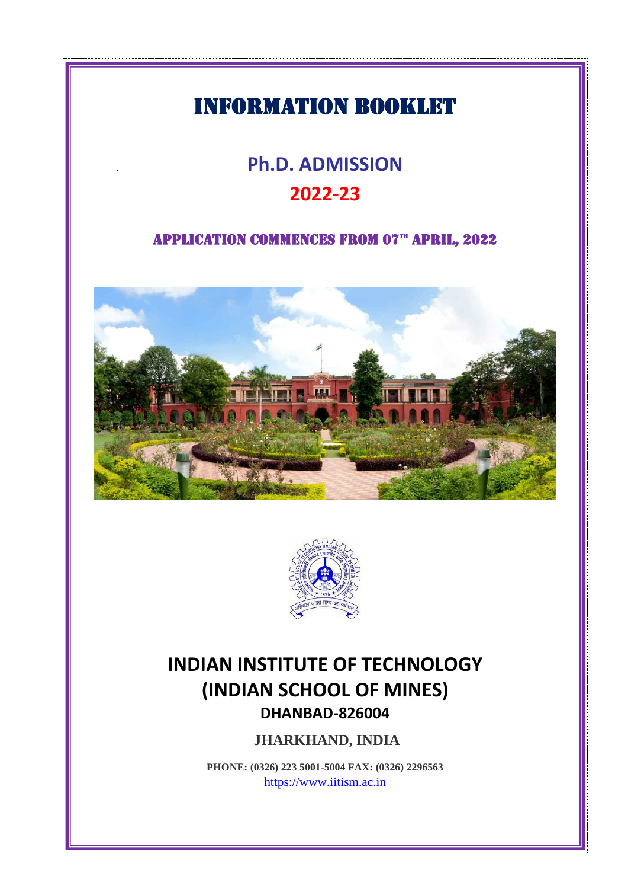# INFORMATION BOOKLET

## Ph.D. ADMISSION

## 2022-23

### APPLICATION COMMENCES FROM 07TH APRIL, 2022

## INDIAN INSTITUTE OF TECHNOLOGY (INDIAN SCHOOL OF MINES)

### DHANBAD-826004

**JHARKHAND, INDIA**

**PHONE: (0326) 223 5001-5004 FAX: (0326) 2296563**

https://www.iitism.ac.in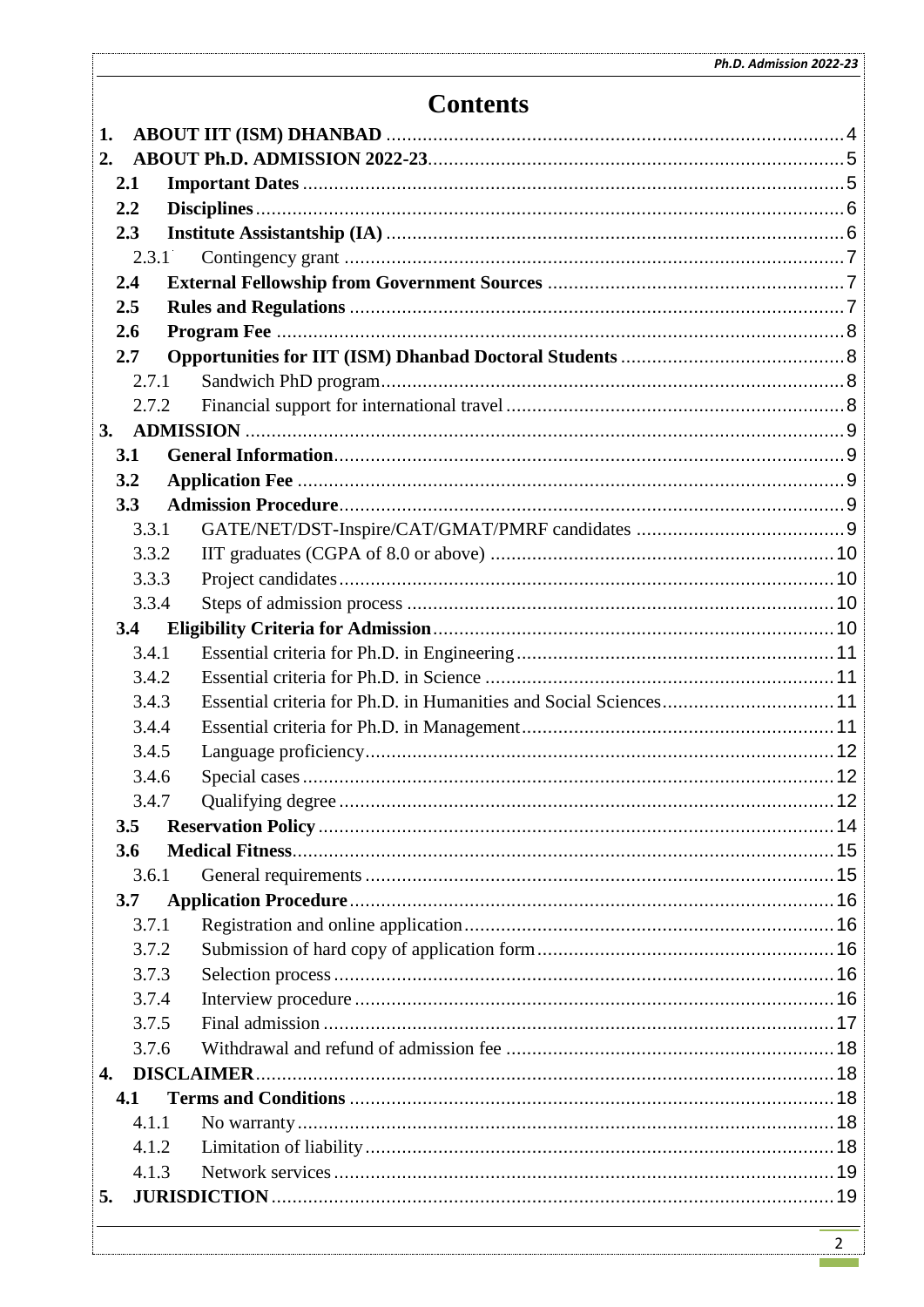# Contents

1. **ABOUT IIT (ISM) DHANBAD** ........ 4
2. **ABOUT Ph.D. ADMISSION 2022-23** ........ 5
   - **2.1 Important Dates** ........ 5
   - **2.2 Disciplines** ........ 6
   - **2.3 Institute Assistantship (IA)** ........ 6
     - 2.3.1 Contingency grant ........ 7
   - **2.4 External Fellowship from Government Sources** ........ 7
   - **2.5 Rules and Regulations** ........ 7
   - **2.6 Program Fee** ........ 8
   - **2.7 Opportunities for IIT (ISM) Dhanbad Doctoral Students** ........ 8
     - 2.7.1 Sandwich PhD program ........ 8
     - 2.7.2 Financial support for international travel ........ 8
3. **ADMISSION** ........ 9
   - **3.1 General Information** ........ 9
   - **3.2 Application Fee** ........ 9
   - **3.3 Admission Procedure** ........ 9
     - 3.3.1 GATE/NET/DST-Inspire/CAT/GMAT/PMRF candidates ........ 9
     - 3.3.2 IIT graduates (CGPA of 8.0 or above) ........ 10
     - 3.3.3 Project candidates ........ 10
     - 3.3.4 Steps of admission process ........ 10
   - **3.4 Eligibility Criteria for Admission** ........ 10
     - 3.4.1 Essential criteria for Ph.D. in Engineering ........ 11
     - 3.4.2 Essential criteria for Ph.D. in Science ........ 11
     - 3.4.3 Essential criteria for Ph.D. in Humanities and Social Sciences ........ 11
     - 3.4.4 Essential criteria for Ph.D. in Management ........ 11
     - 3.4.5 Language proficiency ........ 12
     - 3.4.6 Special cases ........ 12
     - 3.4.7 Qualifying degree ........ 12
   - **3.5 Reservation Policy** ........ 14
   - **3.6 Medical Fitness** ........ 15
     - 3.6.1 General requirements ........ 15
   - **3.7 Application Procedure** ........ 16
     - 3.7.1 Registration and online application ........ 16
     - 3.7.2 Submission of hard copy of application form ........ 16
     - 3.7.3 Selection process ........ 16
     - 3.7.4 Interview procedure ........ 16
     - 3.7.5 Final admission ........ 17
     - 3.7.6 Withdrawal and refund of admission fee ........ 18
4. **DISCLAIMER** ........ 18
   - **4.1 Terms and Conditions** ........ 18
     - 4.1.1 No warranty ........ 18
     - 4.1.2 Limitation of liability ........ 18
     - 4.1.3 Network services ........ 19
5. **JURISDICTION** ........ 19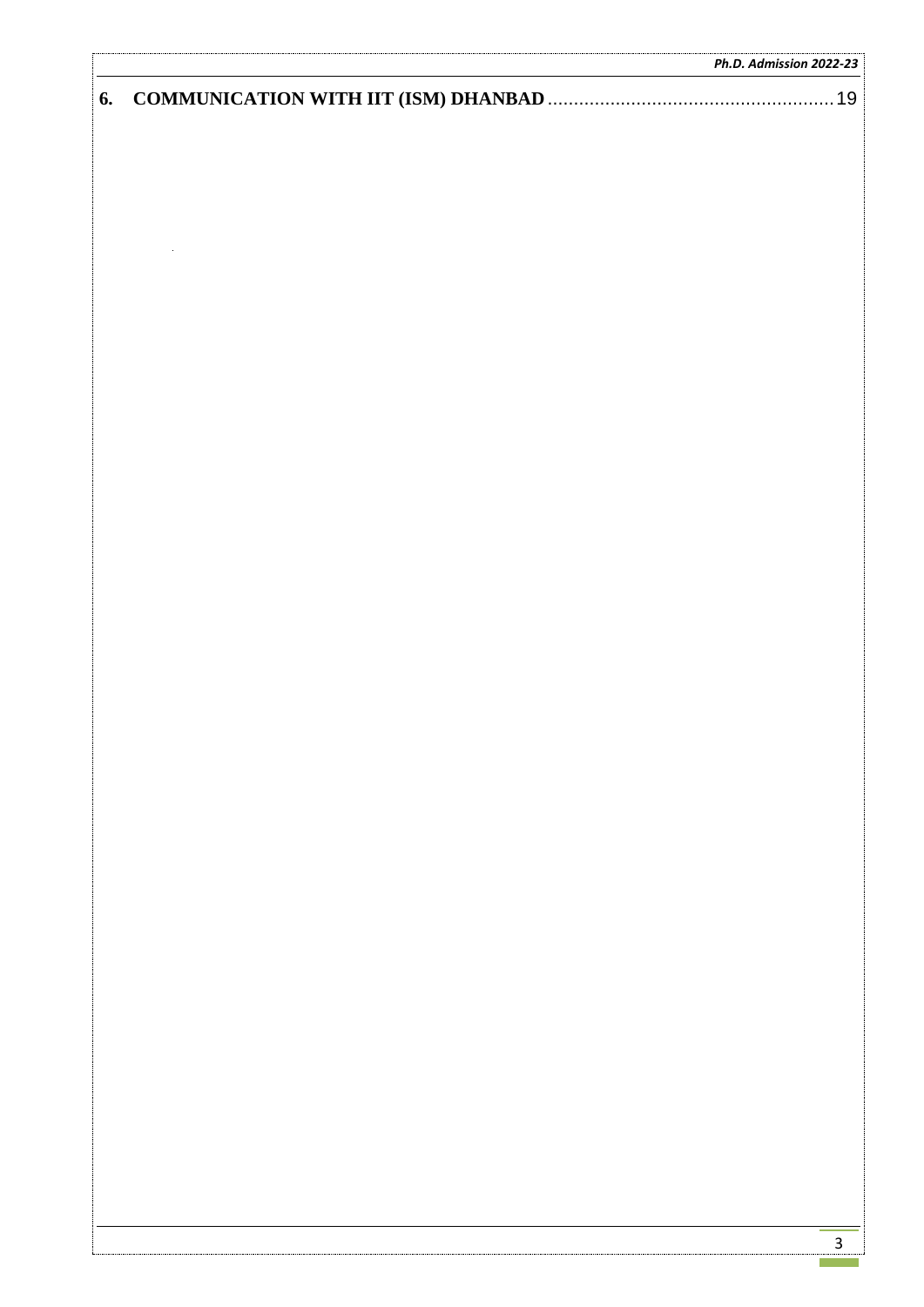**6. COMMUNICATION WITH IIT (ISM) DHANBAD** ...................................................... 19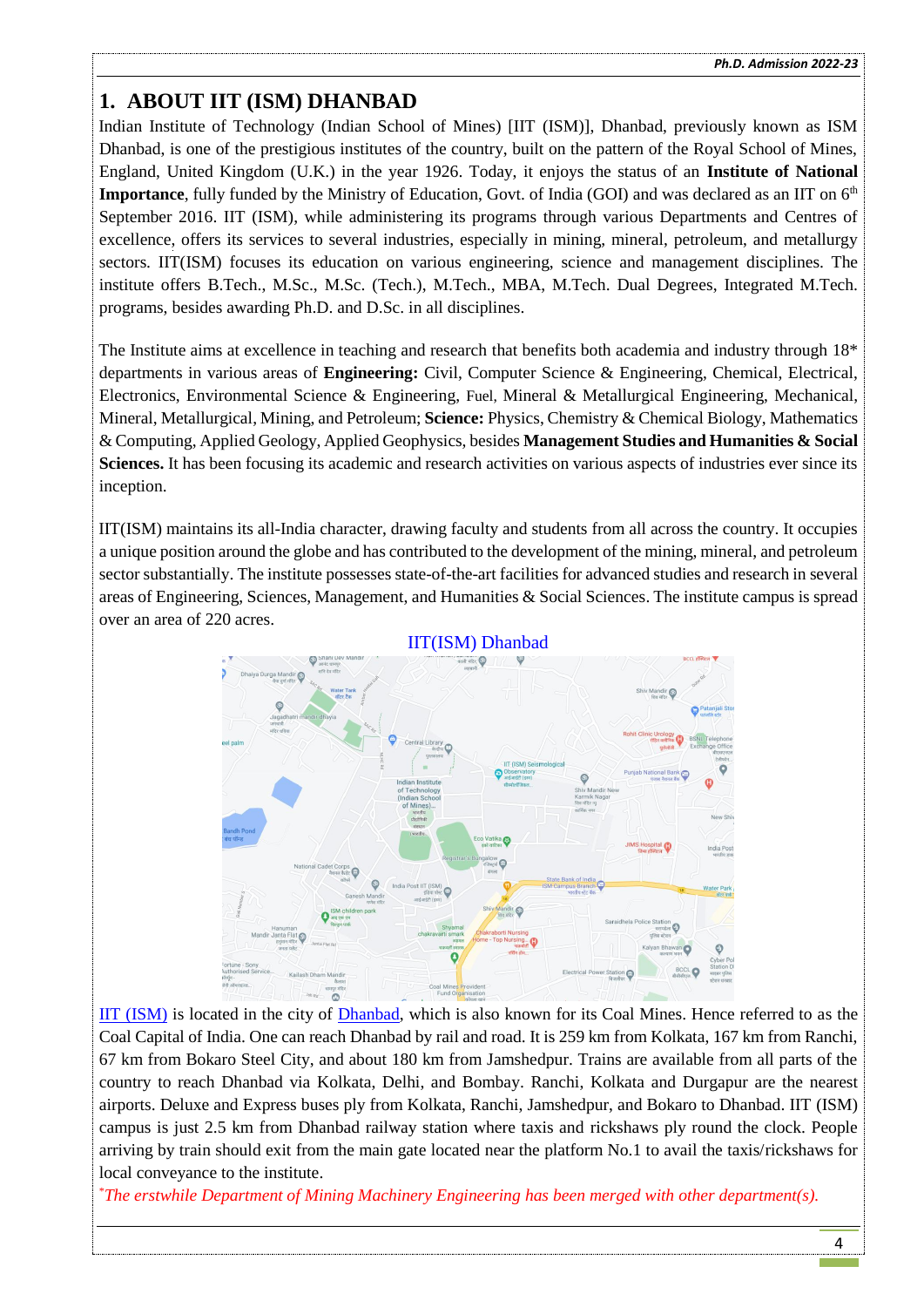# 1. ABOUT IIT (ISM) DHANBAD

Indian Institute of Technology (Indian School of Mines) [IIT (ISM)], Dhanbad, previously known as ISM Dhanbad, is one of the prestigious institutes of the country, built on the pattern of the Royal School of Mines, England, United Kingdom (U.K.) in the year 1926. Today, it enjoys the status of an **Institute of National Importance**, fully funded by the Ministry of Education, Govt. of India (GOI) and was declared as an IIT on 6th September 2016. IIT (ISM), while administering its programs through various Departments and Centres of excellence, offers its services to several industries, especially in mining, mineral, petroleum, and metallurgy sectors. IIT(ISM) focuses its education on various engineering, science and management disciplines. The institute offers B.Tech., M.Sc., M.Sc. (Tech.), M.Tech., MBA, M.Tech. Dual Degrees, Integrated M.Tech. programs, besides awarding Ph.D. and D.Sc. in all disciplines.

The Institute aims at excellence in teaching and research that benefits both academia and industry through 18* departments in various areas of **Engineering:** Civil, Computer Science & Engineering, Chemical, Electrical, Electronics, Environmental Science & Engineering, Fuel, Mineral & Metallurgical Engineering, Mechanical, Mineral, Metallurgical, Mining, and Petroleum; **Science:** Physics, Chemistry & Chemical Biology, Mathematics & Computing, Applied Geology, Applied Geophysics, besides **Management Studies and Humanities & Social Sciences.** It has been focusing its academic and research activities on various aspects of industries ever since its inception.

IIT(ISM) maintains its all-India character, drawing faculty and students from all across the country. It occupies a unique position around the globe and has contributed to the development of the mining, mineral, and petroleum sector substantially. The institute possesses state-of-the-art facilities for advanced studies and research in several areas of Engineering, Sciences, Management, and Humanities & Social Sciences. The institute campus is spread over an area of 220 acres.

IIT(ISM) Dhanbad

IIT (ISM) is located in the city of Dhanbad, which is also known for its Coal Mines. Hence referred to as the Coal Capital of India. One can reach Dhanbad by rail and road. It is 259 km from Kolkata, 167 km from Ranchi, 67 km from Bokaro Steel City, and about 180 km from Jamshedpur. Trains are available from all parts of the country to reach Dhanbad via Kolkata, Delhi, and Bombay. Ranchi, Kolkata and Durgapur are the nearest airports. Deluxe and Express buses ply from Kolkata, Ranchi, Jamshedpur, and Bokaro to Dhanbad. IIT (ISM) campus is just 2.5 km from Dhanbad railway station where taxis and rickshaws ply round the clock. People arriving by train should exit from the main gate located near the platform No.1 to avail the taxis/rickshaws for local conveyance to the institute.

*\*The erstwhile Department of Mining Machinery Engineering has been merged with other department(s).*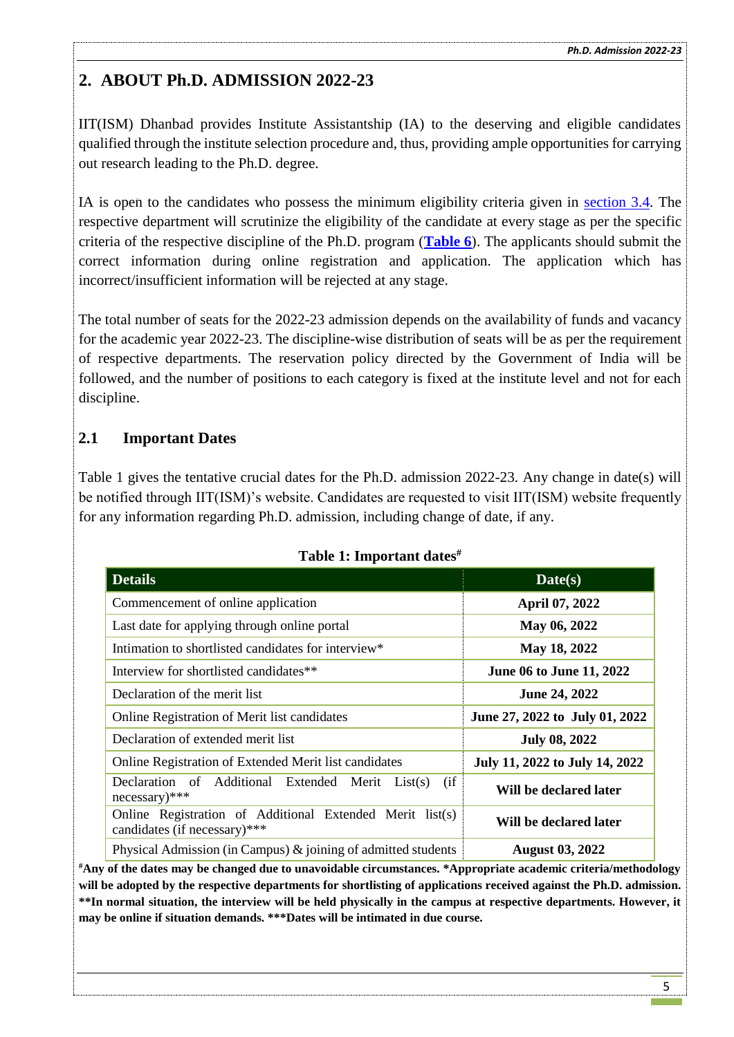## 2. ABOUT Ph.D. ADMISSION 2022-23

IIT(ISM) Dhanbad provides Institute Assistantship (IA) to the deserving and eligible candidates qualified through the institute selection procedure and, thus, providing ample opportunities for carrying out research leading to the Ph.D. degree.

IA is open to the candidates who possess the minimum eligibility criteria given in section 3.4. The respective department will scrutinize the eligibility of the candidate at every stage as per the specific criteria of the respective discipline of the Ph.D. program (**Table 6**). The applicants should submit the correct information during online registration and application. The application which has incorrect/insufficient information will be rejected at any stage.

The total number of seats for the 2022-23 admission depends on the availability of funds and vacancy for the academic year 2022-23. The discipline-wise distribution of seats will be as per the requirement of respective departments. The reservation policy directed by the Government of India will be followed, and the number of positions to each category is fixed at the institute level and not for each discipline.

### 2.1 Important Dates

Table 1 gives the tentative crucial dates for the Ph.D. admission 2022-23. Any change in date(s) will be notified through IIT(ISM)'s website. Candidates are requested to visit IIT(ISM) website frequently for any information regarding Ph.D. admission, including change of date, if any.

**Table 1: Important dates#**

| Details | Date(s) |
|---|---|
| Commencement of online application | **April 07, 2022** |
| Last date for applying through online portal | **May 06, 2022** |
| Intimation to shortlisted candidates for interview* | **May 18, 2022** |
| Interview for shortlisted candidates** | **June 06 to June 11, 2022** |
| Declaration of the merit list | **June 24, 2022** |
| Online Registration of Merit list candidates | **June 27, 2022 to July 01, 2022** |
| Declaration of extended merit list | **July 08, 2022** |
| Online Registration of Extended Merit list candidates | **July 11, 2022 to July 14, 2022** |
| Declaration of Additional Extended Merit List(s) (if necessary)*** | **Will be declared later** |
| Online Registration of Additional Extended Merit list(s) candidates (if necessary)*** | **Will be declared later** |
| Physical Admission (in Campus) & joining of admitted students | **August 03, 2022** |

**#Any of the dates may be changed due to unavoidable circumstances. *Appropriate academic criteria/methodology will be adopted by the respective departments for shortlisting of applications received against the Ph.D. admission. **In normal situation, the interview will be held physically in the campus at respective departments. However, it may be online if situation demands. ***Dates will be intimated in due course.**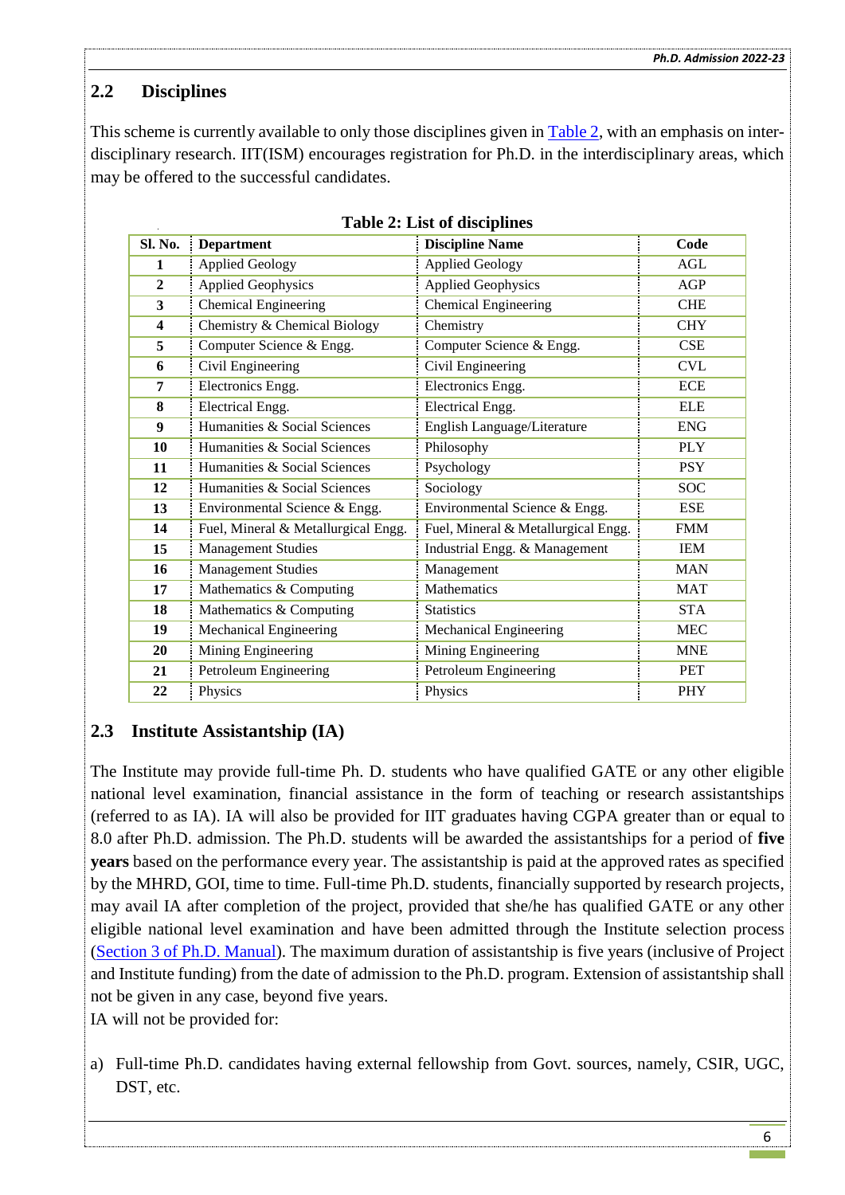## 2.2 Disciplines

This scheme is currently available to only those disciplines given in Table 2, with an emphasis on inter-disciplinary research. IIT(ISM) encourages registration for Ph.D. in the interdisciplinary areas, which may be offered to the successful candidates.

**Table 2: List of disciplines**

| Sl. No. | Department | Discipline Name | Code |
|---|---|---|---|
| 1 | Applied Geology | Applied Geology | AGL |
| 2 | Applied Geophysics | Applied Geophysics | AGP |
| 3 | Chemical Engineering | Chemical Engineering | CHE |
| 4 | Chemistry & Chemical Biology | Chemistry | CHY |
| 5 | Computer Science & Engg. | Computer Science & Engg. | CSE |
| 6 | Civil Engineering | Civil Engineering | CVL |
| 7 | Electronics Engg. | Electronics Engg. | ECE |
| 8 | Electrical Engg. | Electrical Engg. | ELE |
| 9 | Humanities & Social Sciences | English Language/Literature | ENG |
| 10 | Humanities & Social Sciences | Philosophy | PLY |
| 11 | Humanities & Social Sciences | Psychology | PSY |
| 12 | Humanities & Social Sciences | Sociology | SOC |
| 13 | Environmental Science & Engg. | Environmental Science & Engg. | ESE |
| 14 | Fuel, Mineral & Metallurgical Engg. | Fuel, Mineral & Metallurgical Engg. | FMM |
| 15 | Management Studies | Industrial Engg. & Management | IEM |
| 16 | Management Studies | Management | MAN |
| 17 | Mathematics & Computing | Mathematics | MAT |
| 18 | Mathematics & Computing | Statistics | STA |
| 19 | Mechanical Engineering | Mechanical Engineering | MEC |
| 20 | Mining Engineering | Mining Engineering | MNE |
| 21 | Petroleum Engineering | Petroleum Engineering | PET |
| 22 | Physics | Physics | PHY |

## 2.3 Institute Assistantship (IA)

The Institute may provide full-time Ph. D. students who have qualified GATE or any other eligible national level examination, financial assistance in the form of teaching or research assistantships (referred to as IA). IA will also be provided for IIT graduates having CGPA greater than or equal to 8.0 after Ph.D. admission. The Ph.D. students will be awarded the assistantships for a period of **five years** based on the performance every year. The assistantship is paid at the approved rates as specified by the MHRD, GOI, time to time. Full-time Ph.D. students, financially supported by research projects, may avail IA after completion of the project, provided that she/he has qualified GATE or any other eligible national level examination and have been admitted through the Institute selection process (Section 3 of Ph.D. Manual). The maximum duration of assistantship is five years (inclusive of Project and Institute funding) from the date of admission to the Ph.D. program. Extension of assistantship shall not be given in any case, beyond five years.

IA will not be provided for:

a) Full-time Ph.D. candidates having external fellowship from Govt. sources, namely, CSIR, UGC, DST, etc.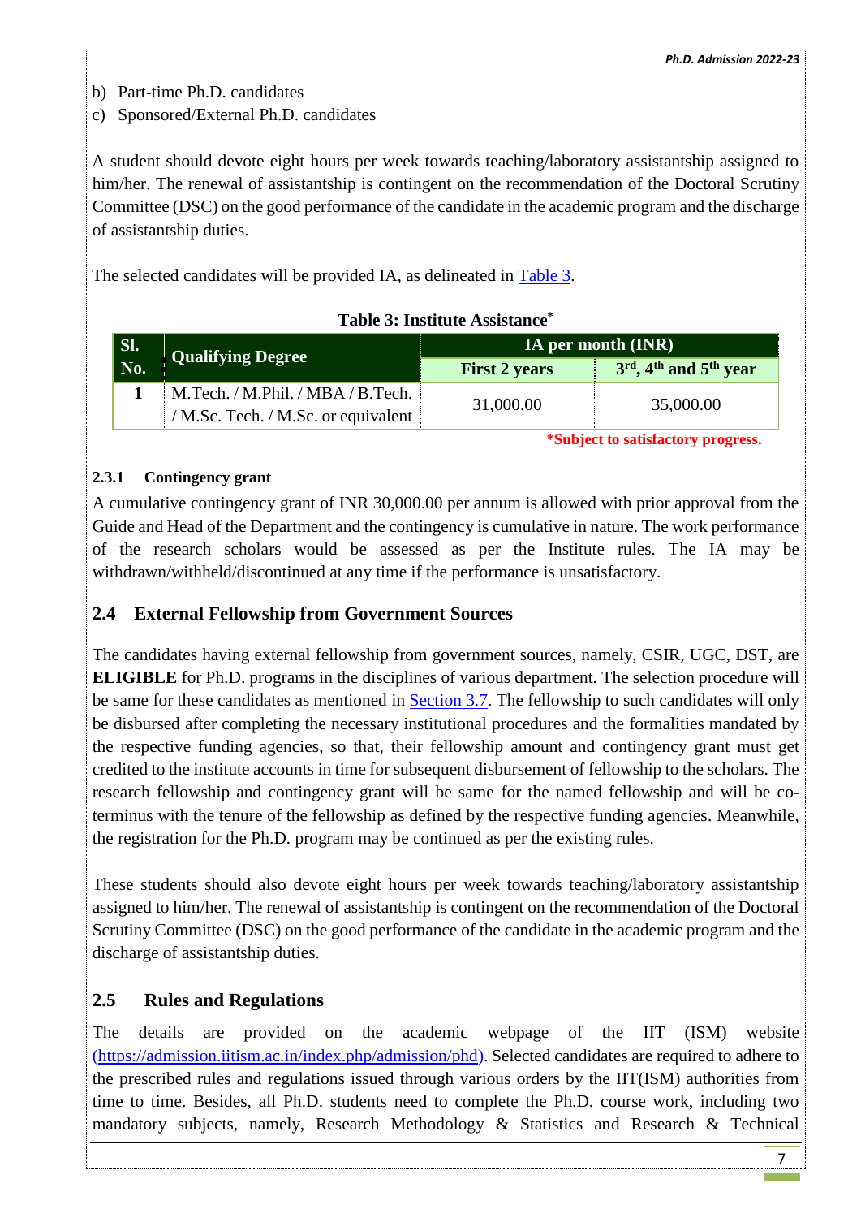b) Part-time Ph.D. candidates
c) Sponsored/External Ph.D. candidates

A student should devote eight hours per week towards teaching/laboratory assistantship assigned to him/her. The renewal of assistantship is contingent on the recommendation of the Doctoral Scrutiny Committee (DSC) on the good performance of the candidate in the academic program and the discharge of assistantship duties.

The selected candidates will be provided IA, as delineated in Table 3.

**Table 3: Institute Assistance***

| Sl. No. | Qualifying Degree | IA per month (INR) | |
|---|---|---|---|
| | | First 2 years | 3rd, 4th and 5th year |
| 1 | M.Tech. / M.Phil. / MBA / B.Tech. / M.Sc. Tech. / M.Sc. or equivalent | 31,000.00 | 35,000.00 |

***Subject to satisfactory progress.**

#### 2.3.1 Contingency grant

A cumulative contingency grant of INR 30,000.00 per annum is allowed with prior approval from the Guide and Head of the Department and the contingency is cumulative in nature. The work performance of the research scholars would be assessed as per the Institute rules. The IA may be withdrawn/withheld/discontinued at any time if the performance is unsatisfactory.

### 2.4 External Fellowship from Government Sources

The candidates having external fellowship from government sources, namely, CSIR, UGC, DST, are **ELIGIBLE** for Ph.D. programs in the disciplines of various department. The selection procedure will be same for these candidates as mentioned in Section 3.7. The fellowship to such candidates will only be disbursed after completing the necessary institutional procedures and the formalities mandated by the respective funding agencies, so that, their fellowship amount and contingency grant must get credited to the institute accounts in time for subsequent disbursement of fellowship to the scholars. The research fellowship and contingency grant will be same for the named fellowship and will be co-terminus with the tenure of the fellowship as defined by the respective funding agencies. Meanwhile, the registration for the Ph.D. program may be continued as per the existing rules.

These students should also devote eight hours per week towards teaching/laboratory assistantship assigned to him/her. The renewal of assistantship is contingent on the recommendation of the Doctoral Scrutiny Committee (DSC) on the good performance of the candidate in the academic program and the discharge of assistantship duties.

### 2.5 Rules and Regulations

The details are provided on the academic webpage of the IIT (ISM) website (https://admission.iitism.ac.in/index.php/admission/phd). Selected candidates are required to adhere to the prescribed rules and regulations issued through various orders by the IIT(ISM) authorities from time to time. Besides, all Ph.D. students need to complete the Ph.D. course work, including two mandatory subjects, namely, Research Methodology & Statistics and Research & Technical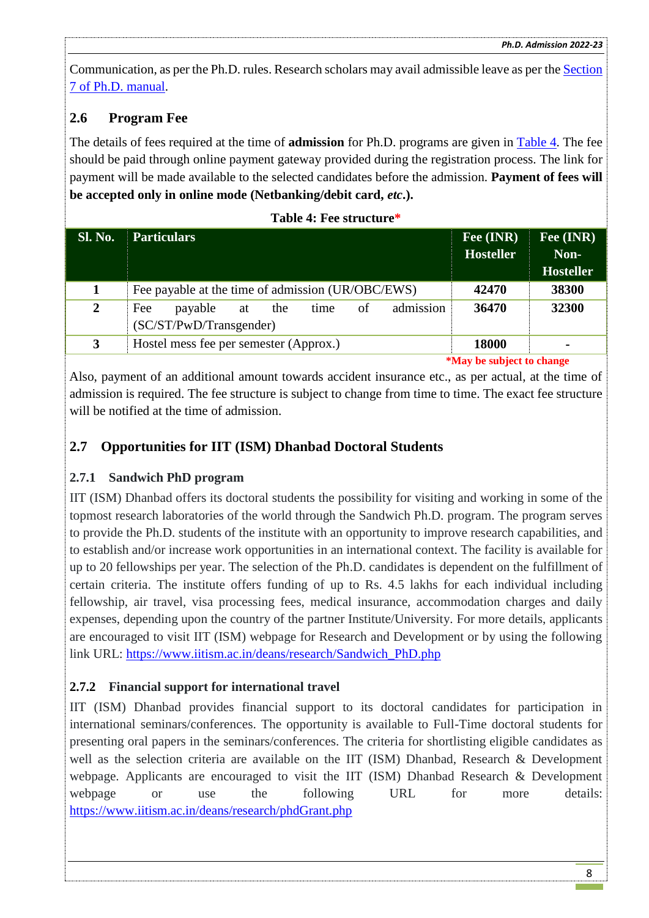Communication, as per the Ph.D. rules. Research scholars may avail admissible leave as per the Section 7 of Ph.D. manual.

## 2.6 Program Fee

The details of fees required at the time of **admission** for Ph.D. programs are given in Table 4. The fee should be paid through online payment gateway provided during the registration process. The link for payment will be made available to the selected candidates before the admission. **Payment of fees will be accepted only in online mode (Netbanking/debit card, *etc*.).**

**Table 4: Fee structure***

| Sl. No. | Particulars | Fee (INR) Hosteller | Fee (INR) Non-Hosteller |
|---|---|---|---|
| **1** | Fee payable at the time of admission (UR/OBC/EWS) | **42470** | **38300** |
| **2** | Fee payable at the time of admission (SC/ST/PwD/Transgender) | **36470** | **32300** |
| **3** | Hostel mess fee per semester (Approx.) | **18000** | **-** |

***May be subject to change**

Also, payment of an additional amount towards accident insurance etc., as per actual, at the time of admission is required. The fee structure is subject to change from time to time. The exact fee structure will be notified at the time of admission.

## 2.7 Opportunities for IIT (ISM) Dhanbad Doctoral Students

### 2.7.1 Sandwich PhD program

IIT (ISM) Dhanbad offers its doctoral students the possibility for visiting and working in some of the topmost research laboratories of the world through the Sandwich Ph.D. program. The program serves to provide the Ph.D. students of the institute with an opportunity to improve research capabilities, and to establish and/or increase work opportunities in an international context. The facility is available for up to 20 fellowships per year. The selection of the Ph.D. candidates is dependent on the fulfillment of certain criteria. The institute offers funding of up to Rs. 4.5 lakhs for each individual including fellowship, air travel, visa processing fees, medical insurance, accommodation charges and daily expenses, depending upon the country of the partner Institute/University. For more details, applicants are encouraged to visit IIT (ISM) webpage for Research and Development or by using the following link URL: https://www.iitism.ac.in/deans/research/Sandwich_PhD.php

### 2.7.2 Financial support for international travel

IIT (ISM) Dhanbad provides financial support to its doctoral candidates for participation in international seminars/conferences. The opportunity is available to Full-Time doctoral students for presenting oral papers in the seminars/conferences. The criteria for shortlisting eligible candidates as well as the selection criteria are available on the IIT (ISM) Dhanbad, Research & Development webpage. Applicants are encouraged to visit the IIT (ISM) Dhanbad Research & Development webpage or use the following URL for more details: https://www.iitism.ac.in/deans/research/phdGrant.php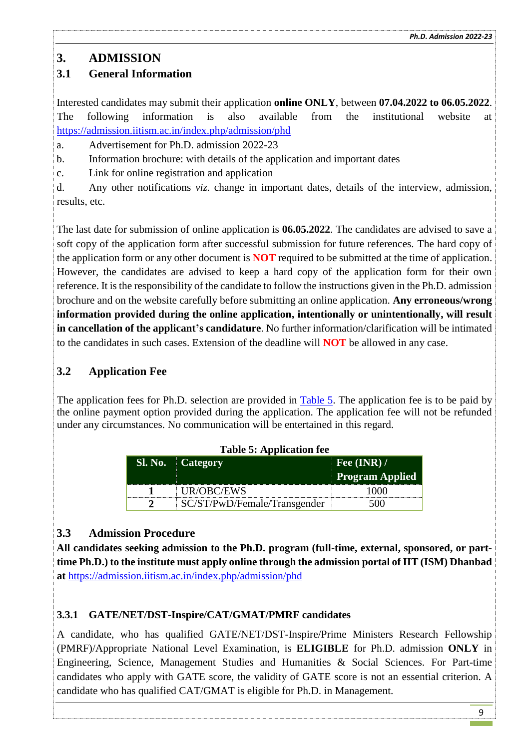# 3. ADMISSION

## 3.1 General Information

Interested candidates may submit their application **online ONLY**, between **07.04.2022 to 06.05.2022**. The following information is also available from the institutional website at https://admission.iitism.ac.in/index.php/admission/phd

a. Advertisement for Ph.D. admission 2022-23

b. Information brochure: with details of the application and important dates

c. Link for online registration and application

d. Any other notifications *viz.* change in important dates, details of the interview, admission, results, etc.

The last date for submission of online application is **06.05.2022**. The candidates are advised to save a soft copy of the application form after successful submission for future references. The hard copy of the application form or any other document is **NOT** required to be submitted at the time of application. However, the candidates are advised to keep a hard copy of the application form for their own reference. It is the responsibility of the candidate to follow the instructions given in the Ph.D. admission brochure and on the website carefully before submitting an online application. **Any erroneous/wrong information provided during the online application, intentionally or unintentionally, will result in cancellation of the applicant's candidature**. No further information/clarification will be intimated to the candidates in such cases. Extension of the deadline will **NOT** be allowed in any case.

## 3.2 Application Fee

The application fees for Ph.D. selection are provided in Table 5. The application fee is to be paid by the online payment option provided during the application. The application fee will not be refunded under any circumstances. No communication will be entertained in this regard.

**Table 5: Application fee**

| Sl. No. | Category | Fee (INR) / Program Applied |
|---|---|---|
| 1 | UR/OBC/EWS | 1000 |
| 2 | SC/ST/PwD/Female/Transgender | 500 |

## 3.3 Admission Procedure

**All candidates seeking admission to the Ph.D. program (full-time, external, sponsored, or part-time Ph.D.) to the institute must apply online through the admission portal of IIT (ISM) Dhanbad at** https://admission.iitism.ac.in/index.php/admission/phd

### 3.3.1 GATE/NET/DST-Inspire/CAT/GMAT/PMRF candidates

A candidate, who has qualified GATE/NET/DST-Inspire/Prime Ministers Research Fellowship (PMRF)/Appropriate National Level Examination, is **ELIGIBLE** for Ph.D. admission **ONLY** in Engineering, Science, Management Studies and Humanities & Social Sciences. For Part-time candidates who apply with GATE score, the validity of GATE score is not an essential criterion. A candidate who has qualified CAT/GMAT is eligible for Ph.D. in Management.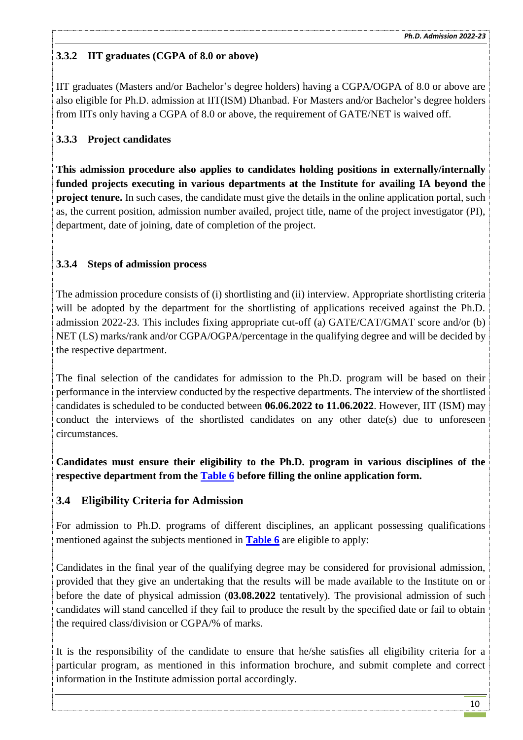### 3.3.2 IIT graduates (CGPA of 8.0 or above)

IIT graduates (Masters and/or Bachelor's degree holders) having a CGPA/OGPA of 8.0 or above are also eligible for Ph.D. admission at IIT(ISM) Dhanbad. For Masters and/or Bachelor's degree holders from IITs only having a CGPA of 8.0 or above, the requirement of GATE/NET is waived off.

### 3.3.3 Project candidates

**This admission procedure also applies to candidates holding positions in externally/internally funded projects executing in various departments at the Institute for availing IA beyond the project tenure.** In such cases, the candidate must give the details in the online application portal, such as, the current position, admission number availed, project title, name of the project investigator (PI), department, date of joining, date of completion of the project.

### 3.3.4 Steps of admission process

The admission procedure consists of (i) shortlisting and (ii) interview. Appropriate shortlisting criteria will be adopted by the department for the shortlisting of applications received against the Ph.D. admission 2022-23. This includes fixing appropriate cut-off (a) GATE/CAT/GMAT score and/or (b) NET (LS) marks/rank and/or CGPA/OGPA/percentage in the qualifying degree and will be decided by the respective department.

The final selection of the candidates for admission to the Ph.D. program will be based on their performance in the interview conducted by the respective departments. The interview of the shortlisted candidates is scheduled to be conducted between **06.06.2022 to 11.06.2022**. However, IIT (ISM) may conduct the interviews of the shortlisted candidates on any other date(s) due to unforeseen circumstances.

**Candidates must ensure their eligibility to the Ph.D. program in various disciplines of the respective department from the Table 6 before filling the online application form.**

## 3.4 Eligibility Criteria for Admission

For admission to Ph.D. programs of different disciplines, an applicant possessing qualifications mentioned against the subjects mentioned in **Table 6** are eligible to apply:

Candidates in the final year of the qualifying degree may be considered for provisional admission, provided that they give an undertaking that the results will be made available to the Institute on or before the date of physical admission (**03.08.2022** tentatively). The provisional admission of such candidates will stand cancelled if they fail to produce the result by the specified date or fail to obtain the required class/division or CGPA/% of marks.

It is the responsibility of the candidate to ensure that he/she satisfies all eligibility criteria for a particular program, as mentioned in this information brochure, and submit complete and correct information in the Institute admission portal accordingly.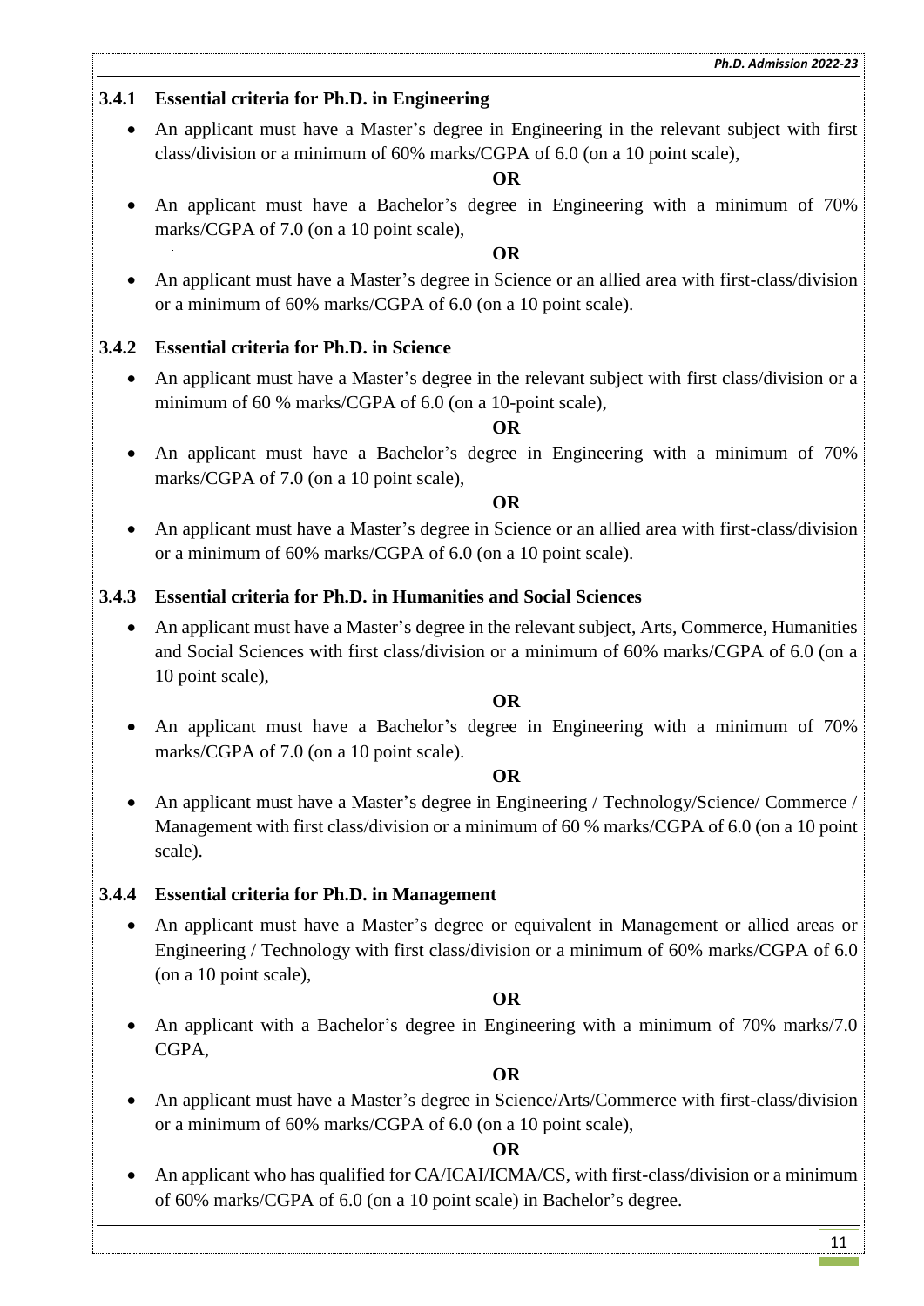### 3.4.1 Essential criteria for Ph.D. in Engineering

- An applicant must have a Master's degree in Engineering in the relevant subject with first class/division or a minimum of 60% marks/CGPA of 6.0 (on a 10 point scale),

**OR**

- An applicant must have a Bachelor's degree in Engineering with a minimum of 70% marks/CGPA of 7.0 (on a 10 point scale),

**OR**

- An applicant must have a Master's degree in Science or an allied area with first-class/division or a minimum of 60% marks/CGPA of 6.0 (on a 10 point scale).

### 3.4.2 Essential criteria for Ph.D. in Science

- An applicant must have a Master's degree in the relevant subject with first class/division or a minimum of 60 % marks/CGPA of 6.0 (on a 10-point scale),

**OR**

- An applicant must have a Bachelor's degree in Engineering with a minimum of 70% marks/CGPA of 7.0 (on a 10 point scale),

**OR**

- An applicant must have a Master's degree in Science or an allied area with first-class/division or a minimum of 60% marks/CGPA of 6.0 (on a 10 point scale).

### 3.4.3 Essential criteria for Ph.D. in Humanities and Social Sciences

- An applicant must have a Master's degree in the relevant subject, Arts, Commerce, Humanities and Social Sciences with first class/division or a minimum of 60% marks/CGPA of 6.0 (on a 10 point scale),

**OR**

- An applicant must have a Bachelor's degree in Engineering with a minimum of 70% marks/CGPA of 7.0 (on a 10 point scale).

**OR**

- An applicant must have a Master's degree in Engineering / Technology/Science/ Commerce / Management with first class/division or a minimum of 60 % marks/CGPA of 6.0 (on a 10 point scale).

### 3.4.4 Essential criteria for Ph.D. in Management

- An applicant must have a Master's degree or equivalent in Management or allied areas or Engineering / Technology with first class/division or a minimum of 60% marks/CGPA of 6.0 (on a 10 point scale),

**OR**

- An applicant with a Bachelor's degree in Engineering with a minimum of 70% marks/7.0 CGPA,

**OR**

- An applicant must have a Master's degree in Science/Arts/Commerce with first-class/division or a minimum of 60% marks/CGPA of 6.0 (on a 10 point scale),

**OR**

- An applicant who has qualified for CA/ICAI/ICMA/CS, with first-class/division or a minimum of 60% marks/CGPA of 6.0 (on a 10 point scale) in Bachelor's degree.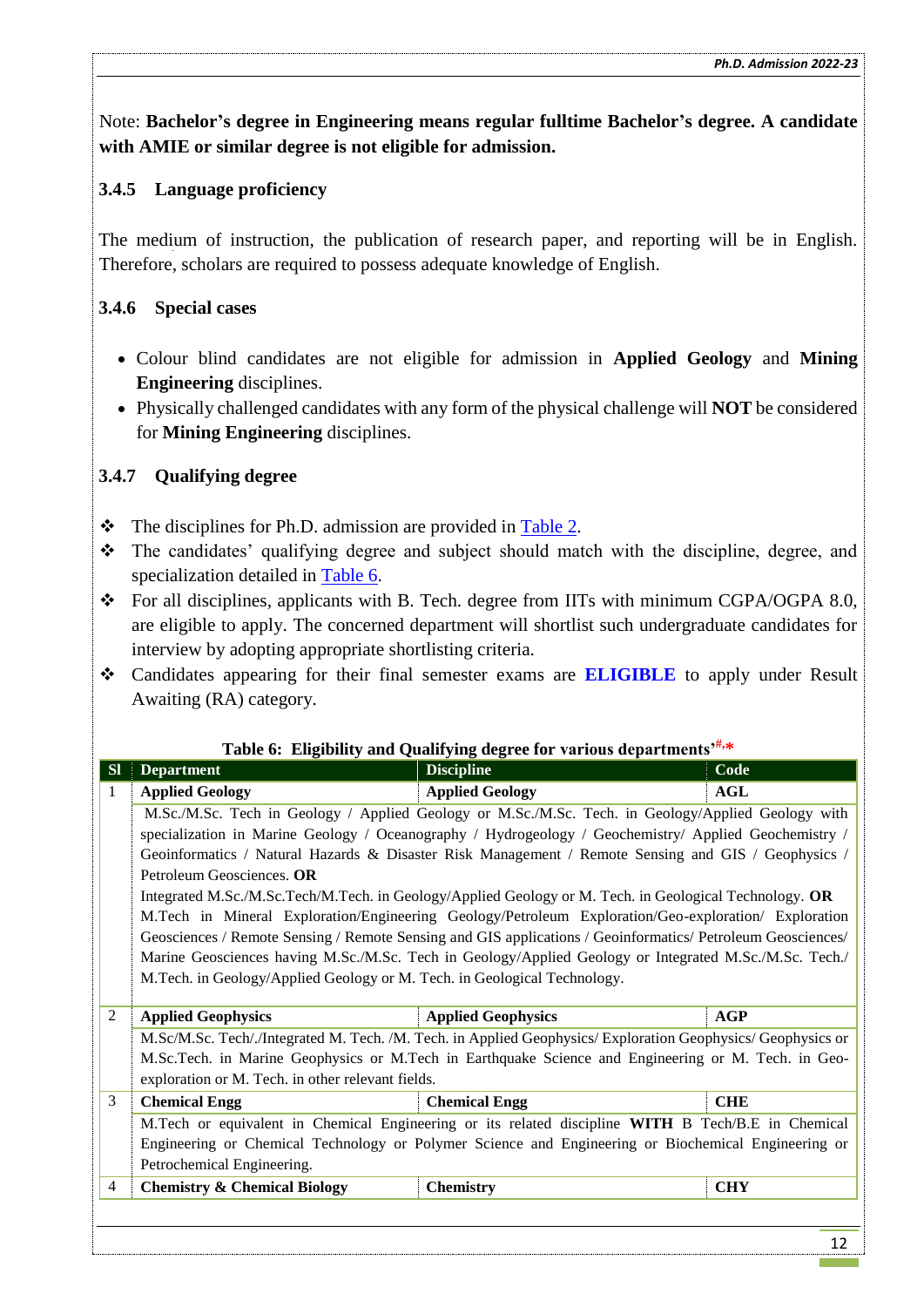Note: **Bachelor's degree in Engineering means regular fulltime Bachelor's degree. A candidate with AMIE or similar degree is not eligible for admission.**

### 3.4.5 Language proficiency

The medium of instruction, the publication of research paper, and reporting will be in English. Therefore, scholars are required to possess adequate knowledge of English.

### 3.4.6 Special cases

- Colour blind candidates are not eligible for admission in **Applied Geology** and **Mining Engineering** disciplines.
- Physically challenged candidates with any form of the physical challenge will **NOT** be considered for **Mining Engineering** disciplines.

### 3.4.7 Qualifying degree

- ❖ The disciplines for Ph.D. admission are provided in Table 2.
- ❖ The candidates' qualifying degree and subject should match with the discipline, degree, and specialization detailed in Table 6.
- ❖ For all disciplines, applicants with B. Tech. degree from IITs with minimum CGPA/OGPA 8.0, are eligible to apply. The concerned department will shortlist such undergraduate candidates for interview by adopting appropriate shortlisting criteria.
- ❖ Candidates appearing for their final semester exams are **ELIGIBLE** to apply under Result Awaiting (RA) category.

**Table 6: Eligibility and Qualifying degree for various departments'#,\***

| Sl | Department | Discipline | Code |
|---|---|---|---|
| 1 | **Applied Geology** | **Applied Geology** | **AGL** |
| | M.Sc./M.Sc. Tech in Geology / Applied Geology or M.Sc./M.Sc. Tech. in Geology/Applied Geology with specialization in Marine Geology / Oceanography / Hydrogeology / Geochemistry/ Applied Geochemistry / Geoinformatics / Natural Hazards & Disaster Risk Management / Remote Sensing and GIS / Geophysics / Petroleum Geosciences. **OR**<br>Integrated M.Sc./M.Sc.Tech/M.Tech. in Geology/Applied Geology or M. Tech. in Geological Technology. **OR**<br>M.Tech in Mineral Exploration/Engineering Geology/Petroleum Exploration/Geo-exploration/ Exploration Geosciences / Remote Sensing / Remote Sensing and GIS applications / Geoinformatics/ Petroleum Geosciences/ Marine Geosciences having M.Sc./M.Sc. Tech in Geology/Applied Geology or Integrated M.Sc./M.Sc. Tech./ M.Tech. in Geology/Applied Geology or M. Tech. in Geological Technology. | | |
| 2 | **Applied Geophysics** | **Applied Geophysics** | **AGP** |
| | M.Sc/M.Sc. Tech/./Integrated M. Tech. /M. Tech. in Applied Geophysics/ Exploration Geophysics/ Geophysics or M.Sc.Tech. in Marine Geophysics or M.Tech in Earthquake Science and Engineering or M. Tech. in Geo-exploration or M. Tech. in other relevant fields. | | |
| 3 | **Chemical Engg** | **Chemical Engg** | **CHE** |
| | M.Tech or equivalent in Chemical Engineering or its related discipline **WITH** B Tech/B.E in Chemical Engineering or Chemical Technology or Polymer Science and Engineering or Biochemical Engineering or Petrochemical Engineering. | | |
| 4 | **Chemistry & Chemical Biology** | **Chemistry** | **CHY** |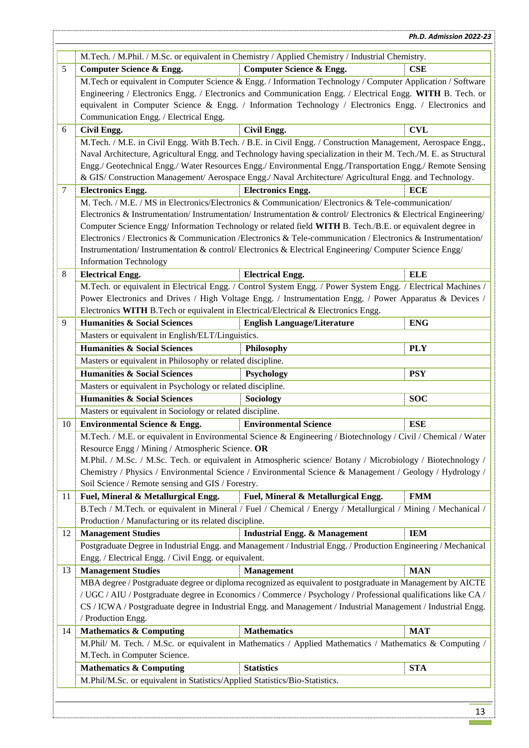| | | | |
|---|---|---|---|
| | M.Tech. / M.Phil. / M.Sc. or equivalent in Chemistry / Applied Chemistry / Industrial Chemistry. | | |
| 5 | **Computer Science & Engg.** | **Computer Science & Engg.** | **CSE** |
| | M.Tech or equivalent in Computer Science & Engg. / Information Technology / Computer Application / Software Engineering / Electronics Engg. / Electronics and Communication Engg. / Electrical Engg. **WITH** B. Tech. or equivalent in Computer Science & Engg. / Information Technology / Electronics Engg. / Electronics and Communication Engg. / Electrical Engg. | | |
| 6 | **Civil Engg.** | **Civil Engg.** | **CVL** |
| | M.Tech. / M.E. in Civil Engg. With B.Tech. / B.E. in Civil Engg. / Construction Management, Aerospace Engg., Naval Architecture, Agricultural Engg. and Technology having specialization in their M. Tech./M. E. as Structural Engg./ Geotechnical Engg./ Water Resources Engg./ Environmental Engg./Transportation Engg./ Remote Sensing & GIS/ Construction Management/ Aerospace Engg./ Naval Architecture/ Agricultural Engg. and Technology. | | |
| 7 | **Electronics Engg.** | **Electronics Engg.** | **ECE** |
| | M. Tech. / M.E. / MS in Electronics/Electronics & Communication/ Electronics & Tele-communication/ Electronics & Instrumentation/ Instrumentation/ Instrumentation & control/ Electronics & Electrical Engineering/ Computer Science Engg/ Information Technology or related field **WITH** B. Tech./B.E. or equivalent degree in Electronics / Electronics & Communication /Electronics & Tele-communication / Electronics & Instrumentation/ Instrumentation/ Instrumentation & control/ Electronics & Electrical Engineering/ Computer Science Engg/ Information Technology | | |
| 8 | **Electrical Engg.** | **Electrical Engg.** | **ELE** |
| | M.Tech. or equivalent in Electrical Engg. / Control System Engg. / Power System Engg. / Electrical Machines / Power Electronics and Drives / High Voltage Engg. / Instrumentation Engg. / Power Apparatus & Devices / Electronics **WITH** B.Tech or equivalent in Electrical/Electrical & Electronics Engg. | | |
| 9 | **Humanities & Social Sciences** | **English Language/Literature** | **ENG** |
| | Masters or equivalent in English/ELT/Linguistics. | | |
| | **Humanities & Social Sciences** | **Philosophy** | **PLY** |
| | Masters or equivalent in Philosophy or related discipline. | | |
| | **Humanities & Social Sciences** | **Psychology** | **PSY** |
| | Masters or equivalent in Psychology or related discipline. | | |
| | **Humanities & Social Sciences** | **Sociology** | **SOC** |
| | Masters or equivalent in Sociology or related discipline. | | |
| 10 | **Environmental Science & Engg.** | **Environmental Science** | **ESE** |
| | M.Tech. / M.E. or equivalent in Environmental Science & Engineering / Biotechnology / Civil / Chemical / Water Resource Engg / Mining / Atmospheric Science. **OR** M.Phil. / M.Sc. / M.Sc. Tech. or equivalent in Atmospheric science/ Botany / Microbiology / Biotechnology / Chemistry / Physics / Environmental Science / Environmental Science & Management / Geology / Hydrology / Soil Science / Remote sensing and GIS / Forestry. | | |
| 11 | **Fuel, Mineral & Metallurgical Engg.** | **Fuel, Mineral & Metallurgical Engg.** | **FMM** |
| | B.Tech / M.Tech. or equivalent in Mineral / Fuel / Chemical / Energy / Metallurgical / Mining / Mechanical / Production / Manufacturing or its related discipline. | | |
| 12 | **Management Studies** | **Industrial Engg. & Management** | **IEM** |
| | Postgraduate Degree in Industrial Engg. and Management / Industrial Engg. / Production Engineering / Mechanical Engg. / Electrical Engg. / Civil Engg. or equivalent. | | |
| 13 | **Management Studies** | **Management** | **MAN** |
| | MBA degree / Postgraduate degree or diploma recognized as equivalent to postgraduate in Management by AICTE / UGC / AIU / Postgraduate degree in Economics / Commerce / Psychology / Professional qualifications like CA / CS / ICWA / Postgraduate degree in Industrial Engg. and Management / Industrial Management / Industrial Engg. / Production Engg. | | |
| 14 | **Mathematics & Computing** | **Mathematics** | **MAT** |
| | M.Phil/ M. Tech. / M.Sc. or equivalent in Mathematics / Applied Mathematics / Mathematics & Computing / M.Tech. in Computer Science. | | |
| | **Mathematics & Computing** | **Statistics** | **STA** |
| | M.Phil/M.Sc. or equivalent in Statistics/Applied Statistics/Bio-Statistics. | | |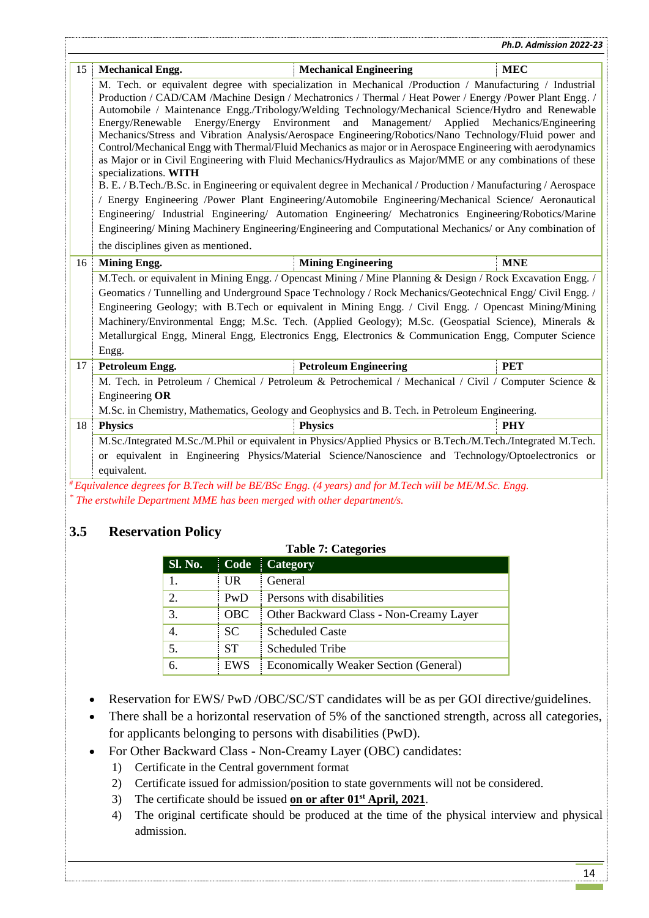| 15 | Mechanical Engg. | Mechanical Engineering | MEC |
|---|---|---|---|
| | M. Tech. or equivalent degree with specialization in Mechanical /Production / Manufacturing / Industrial Production / CAD/CAM /Machine Design / Mechatronics / Thermal / Heat Power / Energy /Power Plant Engg. / Automobile / Maintenance Engg./Tribology/Welding Technology/Mechanical Science/Hydro and Renewable Energy/Renewable Energy/Energy Environment and Management/ Applied Mechanics/Engineering Mechanics/Stress and Vibration Analysis/Aerospace Engineering/Robotics/Nano Technology/Fluid power and Control/Mechanical Engg with Thermal/Fluid Mechanics as major or in Aerospace Engineering with aerodynamics as Major or in Civil Engineering with Fluid Mechanics/Hydraulics as Major/MME or any combinations of these specializations. **WITH** B. E. / B.Tech./B.Sc. in Engineering or equivalent degree in Mechanical / Production / Manufacturing / Aerospace / Energy Engineering /Power Plant Engineering/Automobile Engineering/Mechanical Science/ Aeronautical Engineering/ Industrial Engineering/ Automation Engineering/ Mechatronics Engineering/Robotics/Marine Engineering/ Mining Machinery Engineering/Engineering and Computational Mechanics/ or Any combination of the disciplines given as mentioned. | | |
| 16 | Mining Engg. | Mining Engineering | MNE |
| | M.Tech. or equivalent in Mining Engg. / Opencast Mining / Mine Planning & Design / Rock Excavation Engg. / Geomatics / Tunnelling and Underground Space Technology / Rock Mechanics/Geotechnical Engg/ Civil Engg. / Engineering Geology; with B.Tech or equivalent in Mining Engg. / Civil Engg. / Opencast Mining/Mining Machinery/Environmental Engg; M.Sc. Tech. (Applied Geology); M.Sc. (Geospatial Science), Minerals & Metallurgical Engg, Mineral Engg, Electronics Engg, Electronics & Communication Engg, Computer Science Engg. | | |
| 17 | Petroleum Engg. | Petroleum Engineering | PET |
| | M. Tech. in Petroleum / Chemical / Petroleum & Petrochemical / Mechanical / Civil / Computer Science & Engineering **OR** M.Sc. in Chemistry, Mathematics, Geology and Geophysics and B. Tech. in Petroleum Engineering. | | |
| 18 | Physics | Physics | PHY |
| | M.Sc./Integrated M.Sc./M.Phil or equivalent in Physics/Applied Physics or B.Tech./M.Tech./Integrated M.Tech. or equivalent in Engineering Physics/Material Science/Nanoscience and Technology/Optoelectronics or equivalent. | | |

*# Equivalence degrees for B.Tech will be BE/BSc Engg. (4 years) and for M.Tech will be ME/M.Sc. Engg.*

*\* The erstwhile Department MME has been merged with other department/s.*

## 3.5 Reservation Policy

**Table 7: Categories**

| Sl. No. | Code | Category |
|---|---|---|
| 1. | UR | General |
| 2. | PwD | Persons with disabilities |
| 3. | OBC | Other Backward Class - Non-Creamy Layer |
| 4. | SC | Scheduled Caste |
| 5. | ST | Scheduled Tribe |
| 6. | EWS | Economically Weaker Section (General) |

- Reservation for EWS/ PwD /OBC/SC/ST candidates will be as per GOI directive/guidelines.
- There shall be a horizontal reservation of 5% of the sanctioned strength, across all categories, for applicants belonging to persons with disabilities (PwD).
- For Other Backward Class - Non-Creamy Layer (OBC) candidates:
  1) Certificate in the Central government format
  2) Certificate issued for admission/position to state governments will not be considered.
  3) The certificate should be issued **on or after 01st April, 2021**.
  4) The original certificate should be produced at the time of the physical interview and physical admission.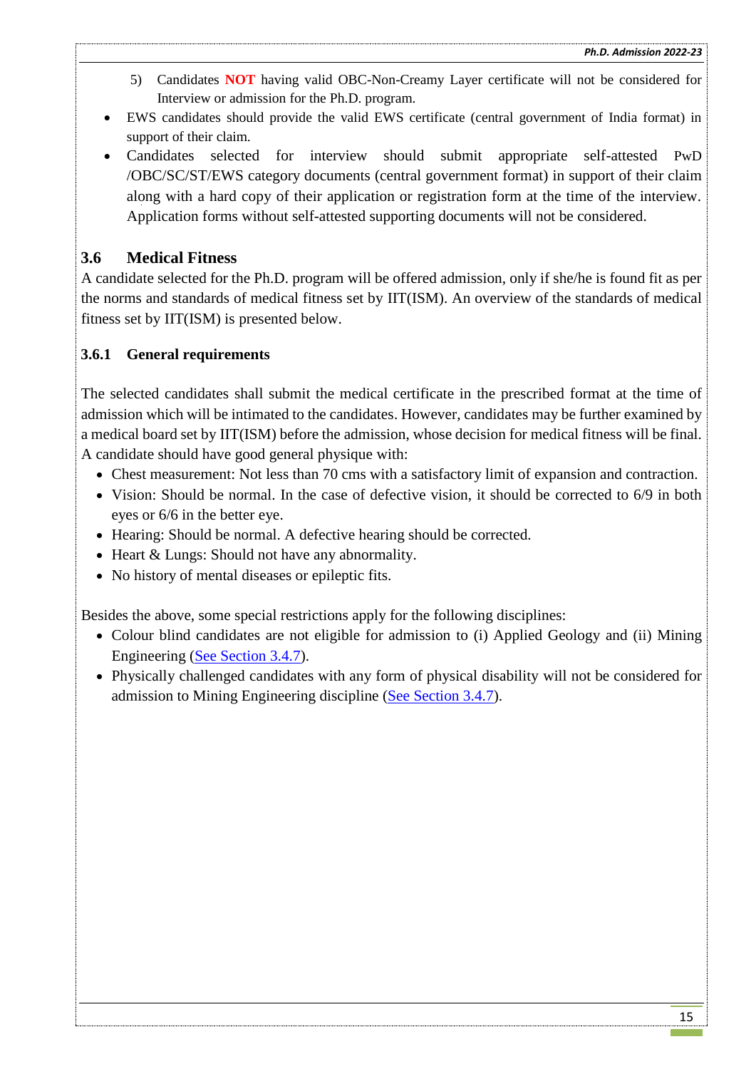5) Candidates **NOT** having valid OBC-Non-Creamy Layer certificate will not be considered for Interview or admission for the Ph.D. program.

- EWS candidates should provide the valid EWS certificate (central government of India format) in support of their claim.
- Candidates selected for interview should submit appropriate self-attested PwD /OBC/SC/ST/EWS category documents (central government format) in support of their claim along with a hard copy of their application or registration form at the time of the interview. Application forms without self-attested supporting documents will not be considered.

## 3.6 Medical Fitness

A candidate selected for the Ph.D. program will be offered admission, only if she/he is found fit as per the norms and standards of medical fitness set by IIT(ISM). An overview of the standards of medical fitness set by IIT(ISM) is presented below.

### 3.6.1 General requirements

The selected candidates shall submit the medical certificate in the prescribed format at the time of admission which will be intimated to the candidates. However, candidates may be further examined by a medical board set by IIT(ISM) before the admission, whose decision for medical fitness will be final. A candidate should have good general physique with:

- Chest measurement: Not less than 70 cms with a satisfactory limit of expansion and contraction.
- Vision: Should be normal. In the case of defective vision, it should be corrected to 6/9 in both eyes or 6/6 in the better eye.
- Hearing: Should be normal. A defective hearing should be corrected.
- Heart & Lungs: Should not have any abnormality.
- No history of mental diseases or epileptic fits.

Besides the above, some special restrictions apply for the following disciplines:

- Colour blind candidates are not eligible for admission to (i) Applied Geology and (ii) Mining Engineering (See Section 3.4.7).
- Physically challenged candidates with any form of physical disability will not be considered for admission to Mining Engineering discipline (See Section 3.4.7).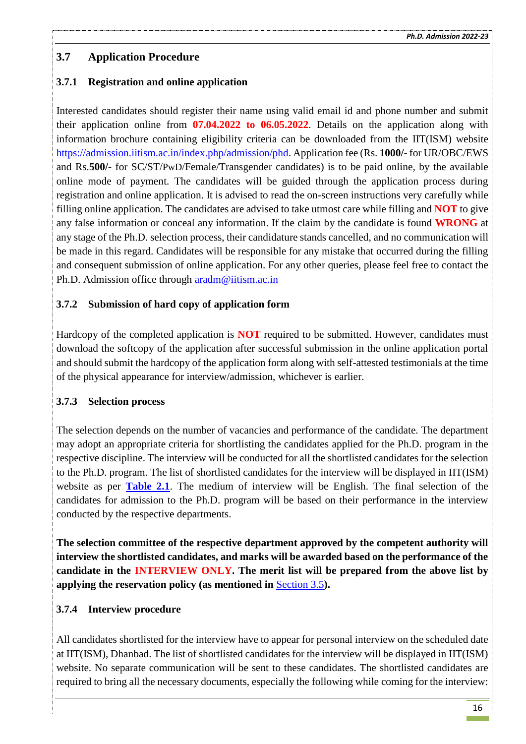## 3.7 Application Procedure

### 3.7.1 Registration and online application

Interested candidates should register their name using valid email id and phone number and submit their application online from **07.04.2022 to 06.05.2022**. Details on the application along with information brochure containing eligibility criteria can be downloaded from the IIT(ISM) website https://admission.iitism.ac.in/index.php/admission/phd. Application fee (Rs. **1000/-** for UR/OBC/EWS and Rs.**500/-** for SC/ST/PwD/Female/Transgender candidates) is to be paid online, by the available online mode of payment. The candidates will be guided through the application process during registration and online application. It is advised to read the on-screen instructions very carefully while filling online application. The candidates are advised to take utmost care while filling and **NOT** to give any false information or conceal any information. If the claim by the candidate is found **WRONG** at any stage of the Ph.D. selection process, their candidature stands cancelled, and no communication will be made in this regard. Candidates will be responsible for any mistake that occurred during the filling and consequent submission of online application. For any other queries, please feel free to contact the Ph.D. Admission office through aradm@iitism.ac.in

### 3.7.2 Submission of hard copy of application form

Hardcopy of the completed application is **NOT** required to be submitted. However, candidates must download the softcopy of the application after successful submission in the online application portal and should submit the hardcopy of the application form along with self-attested testimonials at the time of the physical appearance for interview/admission, whichever is earlier.

### 3.7.3 Selection process

The selection depends on the number of vacancies and performance of the candidate. The department may adopt an appropriate criteria for shortlisting the candidates applied for the Ph.D. program in the respective discipline. The interview will be conducted for all the shortlisted candidates for the selection to the Ph.D. program. The list of shortlisted candidates for the interview will be displayed in IIT(ISM) website as per **Table 2.1**. The medium of interview will be English. The final selection of the candidates for admission to the Ph.D. program will be based on their performance in the interview conducted by the respective departments.

**The selection committee of the respective department approved by the competent authority will interview the shortlisted candidates, and marks will be awarded based on the performance of the candidate in the INTERVIEW ONLY. The merit list will be prepared from the above list by applying the reservation policy (as mentioned in Section 3.5).**

### 3.7.4 Interview procedure

All candidates shortlisted for the interview have to appear for personal interview on the scheduled date at IIT(ISM), Dhanbad. The list of shortlisted candidates for the interview will be displayed in IIT(ISM) website. No separate communication will be sent to these candidates. The shortlisted candidates are required to bring all the necessary documents, especially the following while coming for the interview: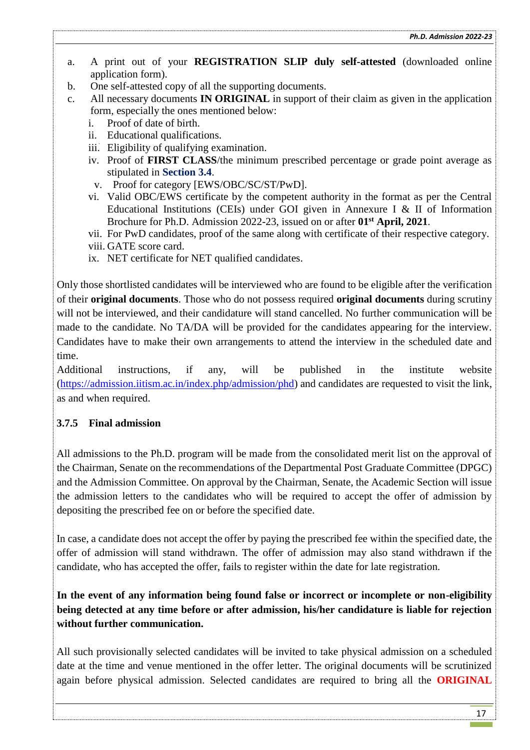a. A print out of your **REGISTRATION SLIP duly self-attested** (downloaded online application form).
b. One self-attested copy of all the supporting documents.
c. All necessary documents **IN ORIGINAL** in support of their claim as given in the application form, especially the ones mentioned below:
   i. Proof of date of birth.
   ii. Educational qualifications.
   iii. Eligibility of qualifying examination.
   iv. Proof of **FIRST CLASS**/the minimum prescribed percentage or grade point average as stipulated in **Section 3.4**.
   v. Proof for category [EWS/OBC/SC/ST/PwD].
   vi. Valid OBC/EWS certificate by the competent authority in the format as per the Central Educational Institutions (CEIs) under GOI given in Annexure I & II of Information Brochure for Ph.D. Admission 2022-23, issued on or after **01st April, 2021**.
   vii. For PwD candidates, proof of the same along with certificate of their respective category.
   viii. GATE score card.
   ix. NET certificate for NET qualified candidates.

Only those shortlisted candidates will be interviewed who are found to be eligible after the verification of their **original documents**. Those who do not possess required **original documents** during scrutiny will not be interviewed, and their candidature will stand cancelled. No further communication will be made to the candidate. No TA/DA will be provided for the candidates appearing for the interview. Candidates have to make their own arrangements to attend the interview in the scheduled date and time.

Additional instructions, if any, will be published in the institute website (https://admission.iitism.ac.in/index.php/admission/phd) and candidates are requested to visit the link, as and when required.

### 3.7.5 Final admission

All admissions to the Ph.D. program will be made from the consolidated merit list on the approval of the Chairman, Senate on the recommendations of the Departmental Post Graduate Committee (DPGC) and the Admission Committee. On approval by the Chairman, Senate, the Academic Section will issue the admission letters to the candidates who will be required to accept the offer of admission by depositing the prescribed fee on or before the specified date.

In case, a candidate does not accept the offer by paying the prescribed fee within the specified date, the offer of admission will stand withdrawn. The offer of admission may also stand withdrawn if the candidate, who has accepted the offer, fails to register within the date for late registration.

**In the event of any information being found false or incorrect or incomplete or non-eligibility being detected at any time before or after admission, his/her candidature is liable for rejection without further communication.**

All such provisionally selected candidates will be invited to take physical admission on a scheduled date at the time and venue mentioned in the offer letter. The original documents will be scrutinized again before physical admission. Selected candidates are required to bring all the **ORIGINAL**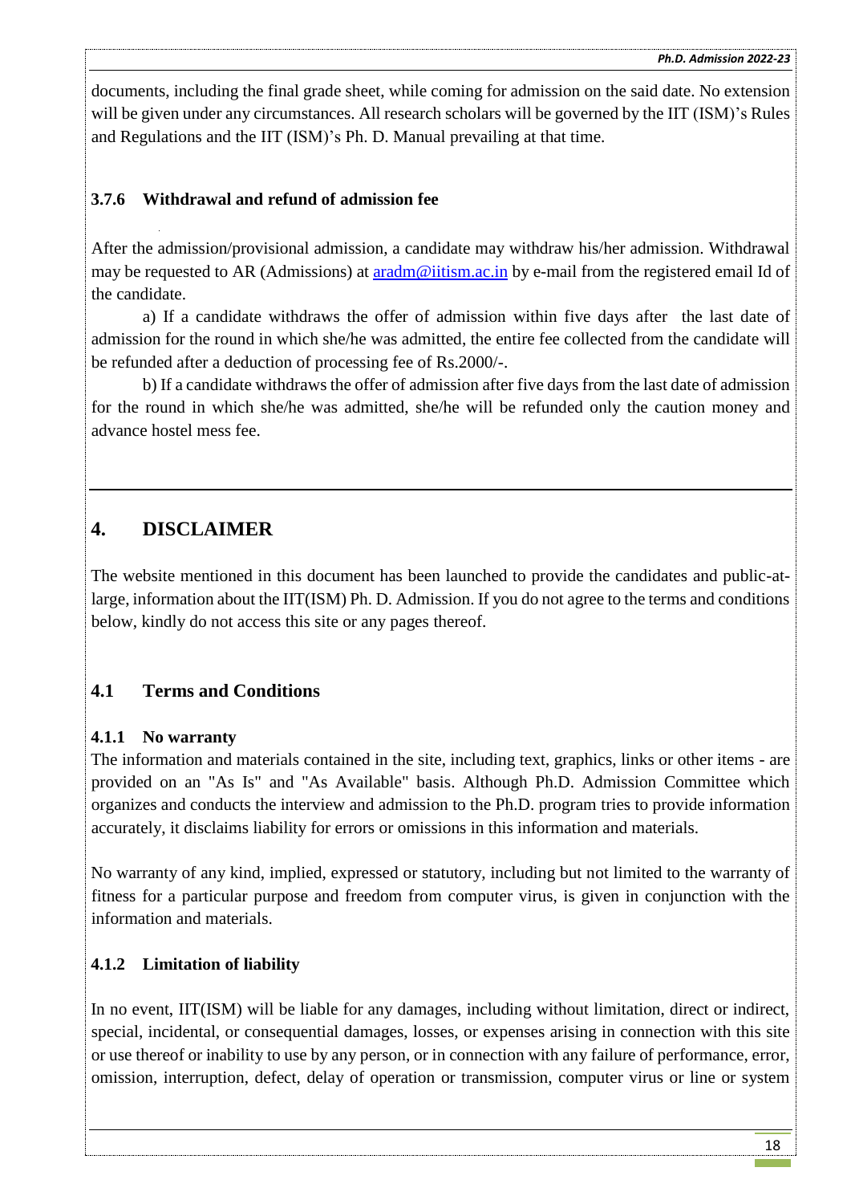documents, including the final grade sheet, while coming for admission on the said date. No extension will be given under any circumstances. All research scholars will be governed by the IIT (ISM)'s Rules and Regulations and the IIT (ISM)'s Ph. D. Manual prevailing at that time.

#### 3.7.6 Withdrawal and refund of admission fee

After the admission/provisional admission, a candidate may withdraw his/her admission. Withdrawal may be requested to AR (Admissions) at aradm@iitism.ac.in by e-mail from the registered email Id of the candidate.

a) If a candidate withdraws the offer of admission within five days after the last date of admission for the round in which she/he was admitted, the entire fee collected from the candidate will be refunded after a deduction of processing fee of Rs.2000/-.

b) If a candidate withdraws the offer of admission after five days from the last date of admission for the round in which she/he was admitted, she/he will be refunded only the caution money and advance hostel mess fee.

---

## 4. DISCLAIMER

The website mentioned in this document has been launched to provide the candidates and public-at-large, information about the IIT(ISM) Ph. D. Admission. If you do not agree to the terms and conditions below, kindly do not access this site or any pages thereof.

### 4.1 Terms and Conditions

#### 4.1.1 No warranty

The information and materials contained in the site, including text, graphics, links or other items - are provided on an "As Is" and "As Available" basis. Although Ph.D. Admission Committee which organizes and conducts the interview and admission to the Ph.D. program tries to provide information accurately, it disclaims liability for errors or omissions in this information and materials.

No warranty of any kind, implied, expressed or statutory, including but not limited to the warranty of fitness for a particular purpose and freedom from computer virus, is given in conjunction with the information and materials.

#### 4.1.2 Limitation of liability

In no event, IIT(ISM) will be liable for any damages, including without limitation, direct or indirect, special, incidental, or consequential damages, losses, or expenses arising in connection with this site or use thereof or inability to use by any person, or in connection with any failure of performance, error, omission, interruption, defect, delay of operation or transmission, computer virus or line or system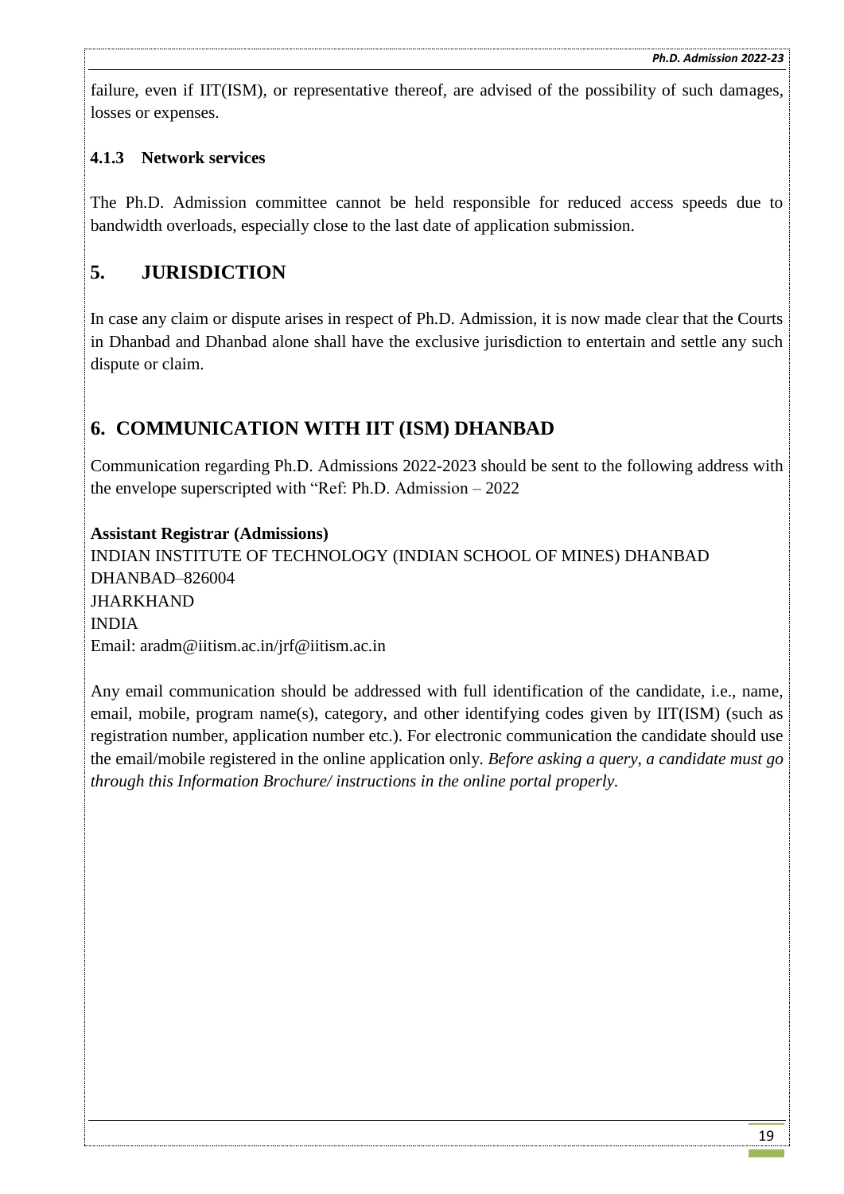failure, even if IIT(ISM), or representative thereof, are advised of the possibility of such damages, losses or expenses.

### 4.1.3 Network services

The Ph.D. Admission committee cannot be held responsible for reduced access speeds due to bandwidth overloads, especially close to the last date of application submission.

## 5. JURISDICTION

In case any claim or dispute arises in respect of Ph.D. Admission, it is now made clear that the Courts in Dhanbad and Dhanbad alone shall have the exclusive jurisdiction to entertain and settle any such dispute or claim.

## 6. COMMUNICATION WITH IIT (ISM) DHANBAD

Communication regarding Ph.D. Admissions 2022-2023 should be sent to the following address with the envelope superscripted with "Ref: Ph.D. Admission – 2022

**Assistant Registrar (Admissions)**
INDIAN INSTITUTE OF TECHNOLOGY (INDIAN SCHOOL OF MINES) DHANBAD
DHANBAD–826004
JHARKHAND
INDIA
Email: aradm@iitism.ac.in/jrf@iitism.ac.in

Any email communication should be addressed with full identification of the candidate, i.e., name, email, mobile, program name(s), category, and other identifying codes given by IIT(ISM) (such as registration number, application number etc.). For electronic communication the candidate should use the email/mobile registered in the online application only. *Before asking a query, a candidate must go through this Information Brochure/ instructions in the online portal properly.*